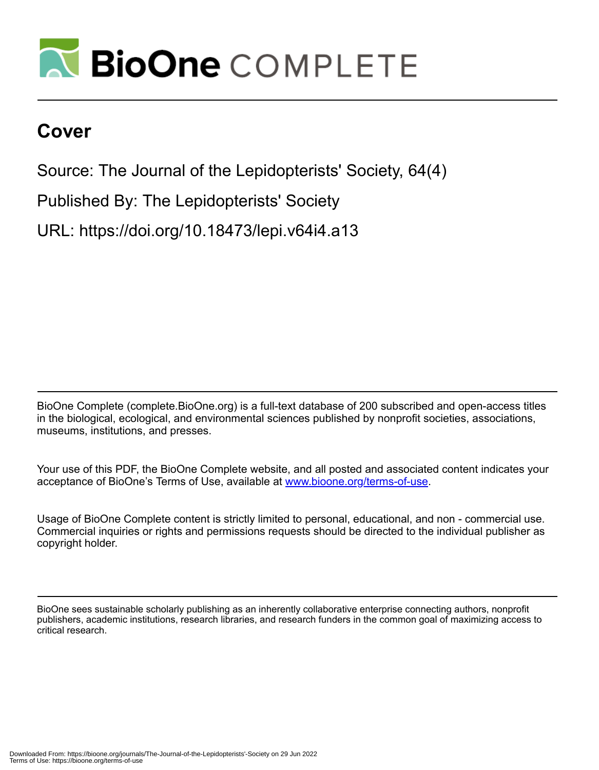# BioOne COMPLETE

## Cover

Source: The Journal of the Lepidopterists' Society, 64(4)

Published By: The Lepidopterists' Society

URL: https://doi.org/10.18473/lepi.v64i4.a13

BioOne Complete (complete.BioOne.org) is a full-text database of 200 subscribed and open-access titles in the biological, ecological, and environmental sciences published by nonprofit societies, associations, museums, institutions, and presses.

Your use of this PDF, the BioOne Complete website, and all posted and associated content indicates your acceptance of BioOne's Terms of Use, available at [www.bioone.org/terms-of-use](www.bioone.org/terms-of-use).

Usage of BioOne Complete content is strictly limited to personal, educational, and non - commercial use. Commercial inquiries or rights and permissions requests should be directed to the individual publisher as copyright holder.

BioOne sees sustainable scholarly publishing as an inherently collaborative enterprise connecting authors, nonprofit publishers, academic institutions, research libraries, and research funders in the common goal of maximizing access to critical research.

Downloaded From: https://bioone.org/journals/The-Journal-of-the-Lepidopterists'-Society on 29 Jun 2022
Terms of Use: https://bioone.org/terms-of-use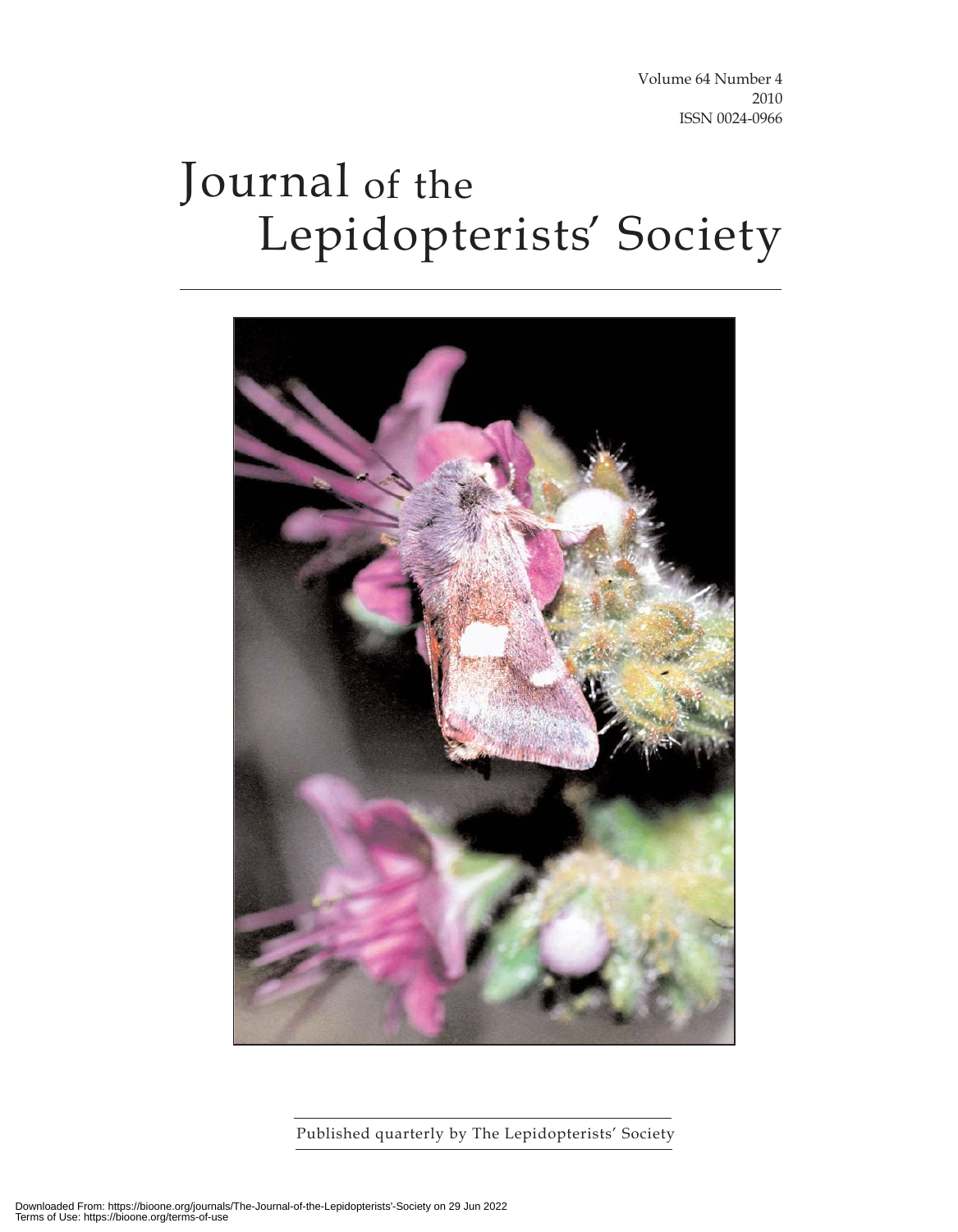Volume 64 Number 4
2010
ISSN 0024-0966

# Journal of the Lepidopterists' Society

Published quarterly by The Lepidopterists' Society

Downloaded From: https://bioone.org/journals/The-Journal-of-the-Lepidopterists'-Society on 29 Jun 2022
Terms of Use: https://bioone.org/terms-of-use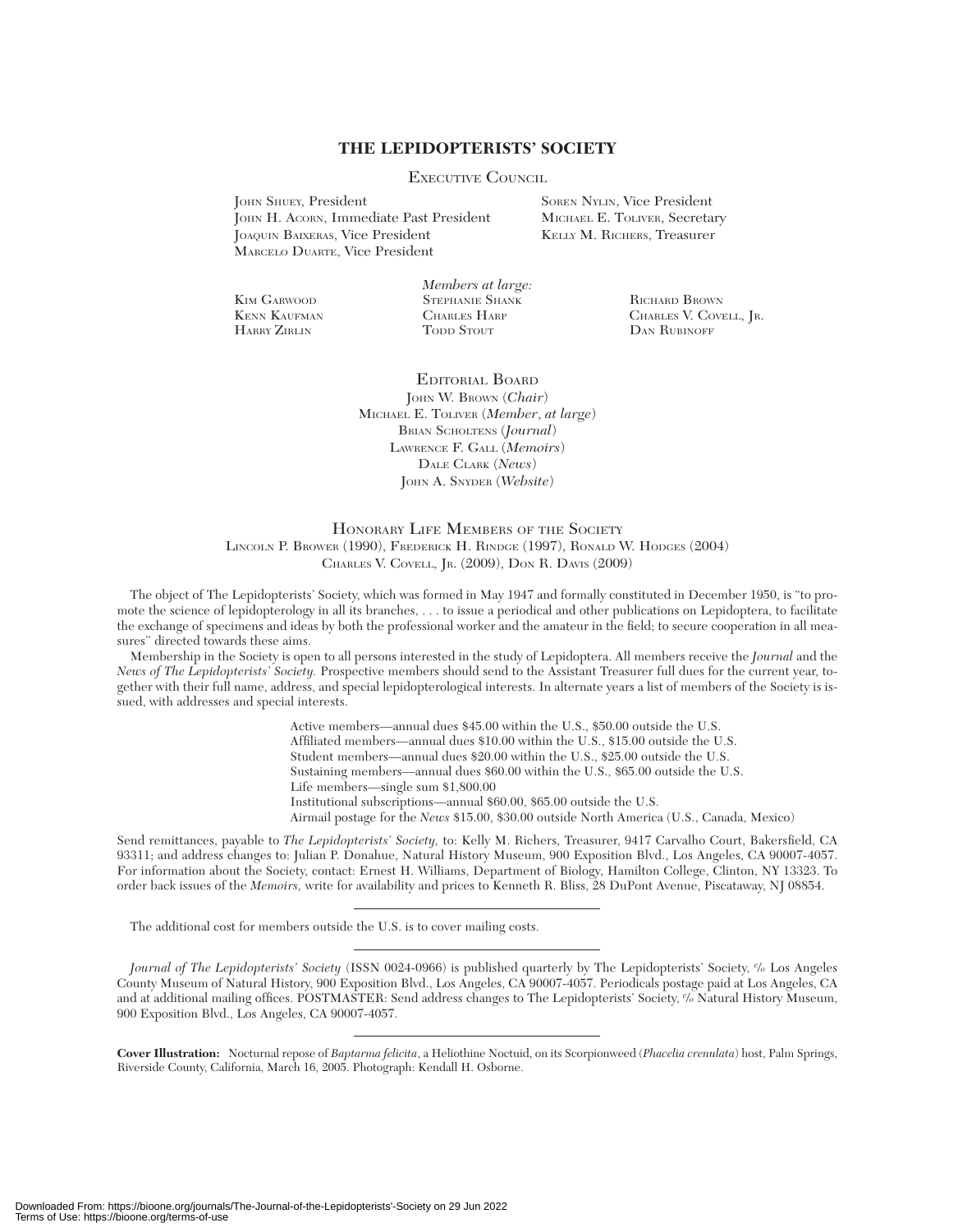# THE LEPIDOPTERISTS' SOCIETY

## Executive Council

John Shuey, President
John H. Acorn, Immediate Past President
Joaquin Baixeras, Vice President
Marcelo Duarte, Vice President
Soren Nylin, Vice President
Michael E. Toliver, Secretary
Kelly M. Richers, Treasurer

*Members at large:*

Kim Garwood
Kenn Kaufman
Harry Zirlin
Stephanie Shank
Charles Harp
Todd Stout
Richard Brown
Charles V. Covell, Jr.
Dan Rubinoff

## Editorial Board

John W. Brown (*Chair*)
Michael E. Toliver (*Member, at large*)
Brian Scholtens (*Journal*)
Lawrence F. Gall (*Memoirs*)
Dale Clark (*News*)
John A. Snyder (*Website*)

## Honorary Life Members of the Society

Lincoln P. Brower (1990), Frederick H. Rindge (1997), Ronald W. Hodges (2004)
Charles V. Covell, Jr. (2009), Don R. Davis (2009)

The object of The Lepidopterists' Society, which was formed in May 1947 and formally constituted in December 1950, is "to promote the science of lepidopterology in all its branches, . . . to issue a periodical and other publications on Lepidoptera, to facilitate the exchange of specimens and ideas by both the professional worker and the amateur in the field; to secure cooperation in all measures" directed towards these aims.

Membership in the Society is open to all persons interested in the study of Lepidoptera. All members receive the *Journal* and the *News of The Lepidopterists' Society.* Prospective members should send to the Assistant Treasurer full dues for the current year, together with their full name, address, and special lepidopterological interests. In alternate years a list of members of the Society is issued, with addresses and special interests.

Active members—annual dues $45.00 within the U.S., $50.00 outside the U.S.
Affiliated members—annual dues $10.00 within the U.S., $15.00 outside the U.S.
Student members—annual dues $20.00 within the U.S., $25.00 outside the U.S.
Sustaining members—annual dues $60.00 within the U.S., $65.00 outside the U.S.
Life members—single sum $1,800.00
Institutional subscriptions—annual $60.00, $65.00 outside the U.S.
Airmail postage for the *News* $15.00, $30.00 outside North America (U.S., Canada, Mexico)

Send remittances, payable to *The Lepidopterists' Society,* to: Kelly M. Richers, Treasurer, 9417 Carvalho Court, Bakersfield, CA 93311; and address changes to: Julian P. Donahue, Natural History Museum, 900 Exposition Blvd., Los Angeles, CA 90007-4057. For information about the Society, contact: Ernest H. Williams, Department of Biology, Hamilton College, Clinton, NY 13323. To order back issues of the *Memoirs,* write for availability and prices to Kenneth R. Bliss, 28 DuPont Avenue, Piscataway, NJ 08854.

---

The additional cost for members outside the U.S. is to cover mailing costs.

---

*Journal of The Lepidopterists' Society* (ISSN 0024-0966) is published quarterly by The Lepidopterists' Society, ℅ Los Angeles County Museum of Natural History, 900 Exposition Blvd., Los Angeles, CA 90007-4057. Periodicals postage paid at Los Angeles, CA and at additional mailing offices. POSTMASTER: Send address changes to The Lepidopterists' Society, ℅ Natural History Museum, 900 Exposition Blvd., Los Angeles, CA 90007-4057.

---

**Cover Illustration:** Nocturnal repose of *Baptarma felicita*, a Heliothine Noctuid, on its Scorpionweed (*Phacelia crenulata*) host, Palm Springs, Riverside County, California, March 16, 2005. Photograph: Kendall H. Osborne.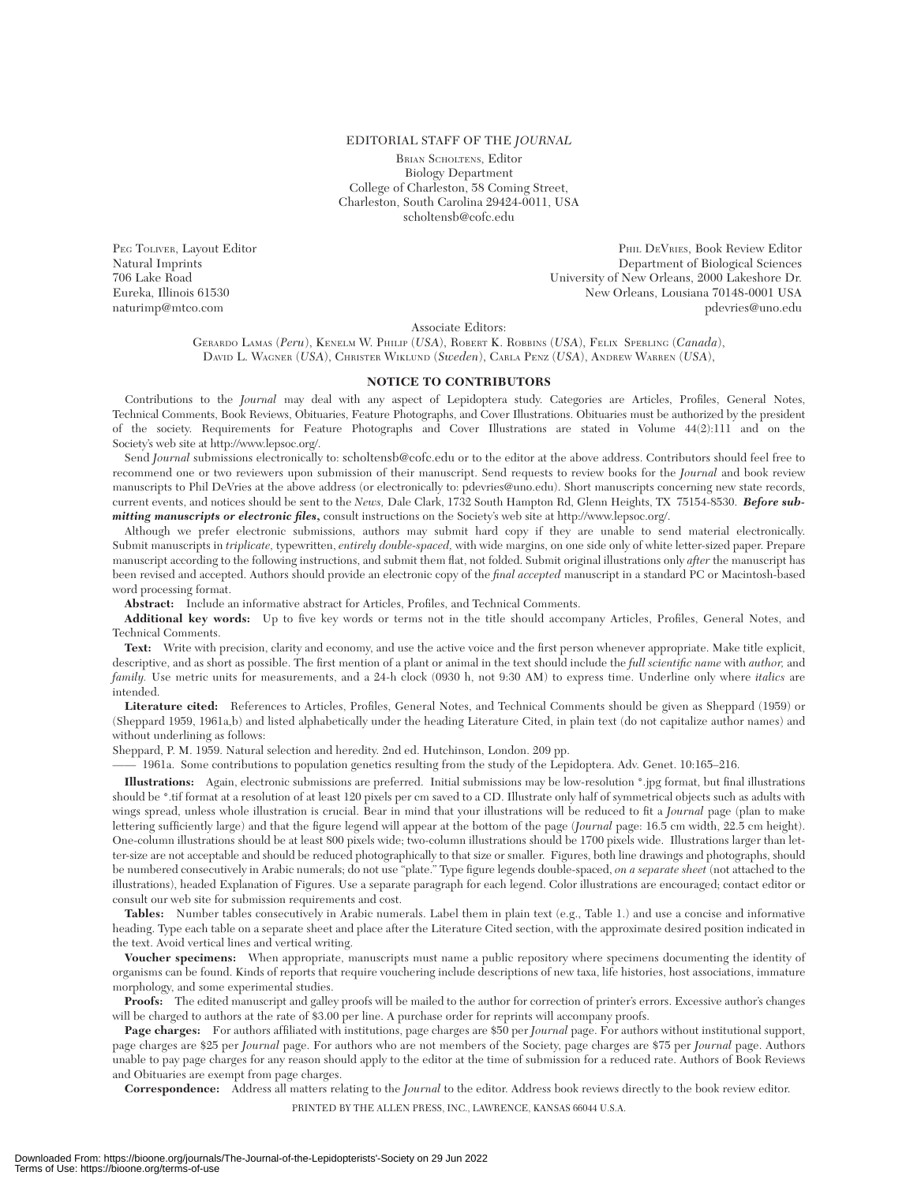EDITORIAL STAFF OF THE *JOURNAL*

Brian Scholtens, Editor
Biology Department
College of Charleston, 58 Coming Street,
Charleston, South Carolina 29424-0011, USA
scholtensb@cofc.edu

Peg Toliver, Layout Editor
Natural Imprints
706 Lake Road
Eureka, Illinois 61530
naturimp@mtco.com

Phil DeVries, Book Review Editor
Department of Biological Sciences
University of New Orleans, 2000 Lakeshore Dr.
New Orleans, Lousiana 70148-0001 USA
pdevries@uno.edu

Associate Editors:
Gerardo Lamas (*Peru*), Kenelm W. Philip (*USA*), Robert K. Robbins (*USA*), Felix Sperling (*Canada*), David L. Wagner (*USA*), Christer Wiklund (*Sweden*), Carla Penz (*USA*), Andrew Warren (*USA*),

## NOTICE TO CONTRIBUTORS

Contributions to the *Journal* may deal with any aspect of Lepidoptera study. Categories are Articles, Profiles, General Notes, Technical Comments, Book Reviews, Obituaries, Feature Photographs, and Cover Illustrations. Obituaries must be authorized by the president of the society. Requirements for Feature Photographs and Cover Illustrations are stated in Volume 44(2):111 and on the Society's web site at http://www.lepsoc.org/.

Send *Journal* submissions electronically to: scholtensb@cofc.edu or to the editor at the above address. Contributors should feel free to recommend one or two reviewers upon submission of their manuscript. Send requests to review books for the *Journal* and book review manuscripts to Phil DeVries at the above address (or electronically to: pdevries@uno.edu). Short manuscripts concerning new state records, current events, and notices should be sent to the *News*, Dale Clark, 1732 South Hampton Rd, Glenn Heights, TX 75154-8530. ***Before submitting manuscripts or electronic files***, consult instructions on the Society's web site at http://www.lepsoc.org/.

Although we prefer electronic submissions, authors may submit hard copy if they are unable to send material electronically. Submit manuscripts in *triplicate*, typewritten, *entirely double-spaced*, with wide margins, on one side only of white letter-sized paper. Prepare manuscript according to the following instructions, and submit them flat, not folded. Submit original illustrations only *after* the manuscript has been revised and accepted. Authors should provide an electronic copy of the *final accepted* manuscript in a standard PC or Macintosh-based word processing format.

**Abstract:** Include an informative abstract for Articles, Profiles, and Technical Comments.

**Additional key words:** Up to five key words or terms not in the title should accompany Articles, Profiles, General Notes, and Technical Comments.

**Text:** Write with precision, clarity and economy, and use the active voice and the first person whenever appropriate. Make title explicit, descriptive, and as short as possible. The first mention of a plant or animal in the text should include the *full scientific name* with *author*, and *family*. Use metric units for measurements, and a 24-h clock (0930 h, not 9:30 AM) to express time. Underline only where *italics* are intended.

**Literature cited:** References to Articles, Profiles, General Notes, and Technical Comments should be given as Sheppard (1959) or (Sheppard 1959, 1961a,b) and listed alphabetically under the heading Literature Cited, in plain text (do not capitalize author names) and without underlining as follows:

Sheppard, P. M. 1959. Natural selection and heredity. 2nd ed. Hutchinson, London. 209 pp.

—— 1961a. Some contributions to population genetics resulting from the study of the Lepidoptera. Adv. Genet. 10:165–216.

**Illustrations:** Again, electronic submissions are preferred. Initial submissions may be low-resolution *.jpg format, but final illustrations should be *.tif format at a resolution of at least 120 pixels per cm saved to a CD. Illustrate only half of symmetrical objects such as adults with wings spread, unless whole illustration is crucial. Bear in mind that your illustrations will be reduced to fit a *Journal* page (plan to make lettering sufficiently large) and that the figure legend will appear at the bottom of the page (*Journal* page: 16.5 cm width, 22.5 cm height). One-column illustrations should be at least 800 pixels wide; two-column illustrations should be 1700 pixels wide. Illustrations larger than letter-size are not acceptable and should be reduced photographically to that size or smaller. Figures, both line drawings and photographs, should be numbered consecutively in Arabic numerals; do not use "plate." Type figure legends double-spaced, *on a separate sheet* (not attached to the illustrations), headed Explanation of Figures. Use a separate paragraph for each legend. Color illustrations are encouraged; contact editor or consult our web site for submission requirements and cost.

**Tables:** Number tables consecutively in Arabic numerals. Label them in plain text (e.g., Table 1.) and use a concise and informative heading. Type each table on a separate sheet and place after the Literature Cited section, with the approximate desired position indicated in the text. Avoid vertical lines and vertical writing.

**Voucher specimens:** When appropriate, manuscripts must name a public repository where specimens documenting the identity of organisms can be found. Kinds of reports that require vouchering include descriptions of new taxa, life histories, host associations, immature morphology, and some experimental studies.

**Proofs:** The edited manuscript and galley proofs will be mailed to the author for correction of printer's errors. Excessive author's changes will be charged to authors at the rate of $3.00 per line. A purchase order for reprints will accompany proofs.

**Page charges:** For authors affiliated with institutions, page charges are $50 per *Journal* page. For authors without institutional support, page charges are $25 per *Journal* page. For authors who are not members of the Society, page charges are $75 per *Journal* page. Authors unable to pay page charges for any reason should apply to the editor at the time of submission for a reduced rate. Authors of Book Reviews and Obituaries are exempt from page charges.

**Correspondence:** Address all matters relating to the *Journal* to the editor. Address book reviews directly to the book review editor.

PRINTED BY THE ALLEN PRESS, INC., LAWRENCE, KANSAS 66044 U.S.A.